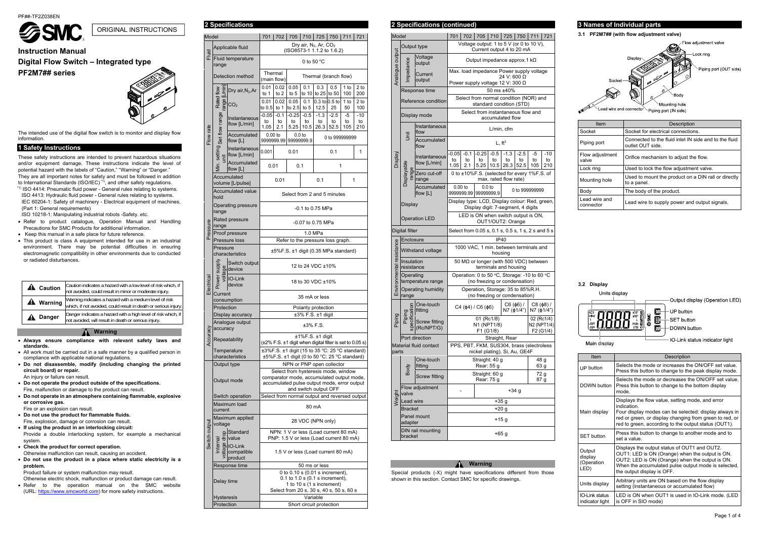PF##-TF2Z038EN

ORIGINAL INSTRUCTIONS

# Instruction Manual
# Digital Flow Switch – Integrated type
# PF2M7## series

The intended use of the digital flow switch is to monitor and display flow information.

## 1 Safety Instructions

These safety instructions are intended to prevent hazardous situations and/or equipment damage. These instructions indicate the level of potential hazard with the labels of "Caution," "Warning" or "Danger." They are all important notes for safety and must be followed in addition to International Standards (ISO/IEC) *1), and other safety regulations.

*1) ISO 4414: Pneumatic fluid power - General rules relating to systems.
ISO 4413: Hydraulic fluid power - General rules relating to systems.
IEC 60204-1: Safety of machinery - Electrical equipment of machines. (Part 1: General requirements)
ISO 10218-1: Manipulating industrial robots -Safety. etc.

- Refer to product catalogue, Operation Manual and Handling Precautions for SMC Products for additional information.
- Keep this manual in a safe place for future reference.
- This product is class A equipment intended for use in an industrial environment. There may be potential difficulties in ensuring electromagnetic compatibility in other environments due to conducted or radiated disturbances.

| | |
|---|---|
| **Caution** | Caution indicates a hazard with a low level of risk which, if not avoided, could result in minor or moderate injury. |
| **Warning** | Warning indicates a hazard with a medium level of risk which, if not avoided, could result in death or serious injury. |
| **Danger** | Danger indicates a hazard with a high level of risk which, if not avoided, will result in death or serious injury. |

**Warning**

- **Always ensure compliance with relevant safety laws and standards.**
- All work must be carried out in a safe manner by a qualified person in compliance with applicable national regulations.
- **Do not disassemble, modify (including changing the printed circuit board) or repair.**
  An injury or failure can result.
- **Do not operate the product outside of the specifications.**
  Fire, malfunction or damage to the product can result.
- **Do not operate in an atmosphere containing flammable, explosive or corrosive gas.**
  Fire or an explosion can result.
- **Do not use the product for flammable fluids.**
  Fire, explosion, damage or corrosion can result.
- **If using the product in an interlocking circuit:**
  Provide a double interlocking system, for example a mechanical system.
- **Check the product for correct operation.**
  Otherwise malfunction can result, causing an accident.
- **Do not use the product in a place where static electricity is a problem.**
  Product failure or system malfunction may result.
  Otherwise electric shock, malfunction or product damage can result.
- Refer to the operation manual on the SMC website (URL: https://www.smcworld.com) for more safety instructions.

## 2 Specifications

| Model | | | 701 | 702 | 705 | 710 | 725 | 750 | 711 | 721 |
|---|---|---|---|---|---|---|---|---|---|---|
| Fluid | Applicable fluid | | Dry air, $N_2$, Ar, $CO_2$ (ISO8573-1 1.1.2 to 1.6.2) | | | | | | | |
| | Fluid temperature range | | 0 to 50 °C | | | | | | | |
| | Detection method | | Thermal (main flow) | | Thermal (branch flow) | | | | | |
| Flow rate | Rated flow range [L/min] | Dry air, $N_2$, Ar | 0.01 to 1 | 0.02 to 2 | 0.05 to 5 | 0.1 to 10 | 0.3 to 25 | 0.5 to 50 | 1 to 100 | 2 to 200 |
| | | $CO_2$ | 0.01 to 0.5 | 0.02 to 1 | 0.05 to 2.5 | 0.1 to 5 | 0.3 to 12.5 | 0.5 to 25 | 1 to 50 | 2 to 100 |
| | Set flow range | Instantaneous flow [L/min] | -0.05 to 1.05 | -0.1 to 2.1 | -0.25 to 5.25 | -0.5 to 10.5 | -1.3 to 26.3 | -2.5 to 52.5 | -5 to 105 | -10 to 210 |
| | | Accumulated flow [L] | 0.00 to 9999999.99 | | 0.0 to 99999999.9 | | 0 to 999999999 | | | |
| | Min. setting unit | Instantaneous flow [L/min] | 0.001 | 0.01 | | | 0.1 | | | 1 |
| | | Accumulated flow [L] | 0.01 | | 0.1 | | 1 | | | |
| | Accumulated volume [L/pulse] | | 0.01 | | | 0.1 | | | 1 | |
| | Accumulated value hold | | Select from 2 and 5 minutes | | | | | | | |
| Pressure | Operating pressure range | | -0.1 to 0.75 MPa | | | | | | | |
| | Rated pressure range | | -0.07 to 0.75 MPa | | | | | | | |
| | Proof pressure | | 1.0 MPa | | | | | | | |
| | Pressure loss | | Refer to the pressure loss graph. | | | | | | | |
| | Pressure characteristics | | ±5%F.S. ±1 digit (0.35 MPa standard) | | | | | | | |
| Electrical | Power supply voltage | Switch output device | 12 to 24 VDC ±10% | | | | | | | |
| | | IO-Link device | 18 to 30 VDC ±10% | | | | | | | |
| | Current consumption | | 35 mA or less | | | | | | | |
| | Protection | | Polarity protection | | | | | | | |
| Accuracy | Display accuracy | | ±3% F.S. ±1 digit | | | | | | | |
| | Analogue output accuracy | | ±3% F.S. | | | | | | | |
| | Repeatability | | ±1%F.S. ±1 digit (±2% F.S. ±1 digit when digital filter is set to 0.05 s) | | | | | | | |
| | Temperature characteristics | | ±3%F.S. ±1 digit (15 to 35 °C: 25 °C standard) ±5%F.S. ±1 digit (0 to 50 °C: 25 °C standard) | | | | | | | |
| Switch output | Output type | | NPN or PNP open collector | | | | | | | |
| | Output mode | | Select from hysteresis mode, window comparator mode, accumulated output mode, accumulated pulse output mode, error output and switch output OFF | | | | | | | |
| | Switch operation | | Select from normal output and reversed output | | | | | | | |
| | Maximum load current | | 80 mA | | | | | | | |
| | Maximum applied voltage | | 28 VDC (NPN only) | | | | | | | |
| | Internal voltage drop | Standard value | NPN: 1 V or less (Load current 80 mA) PNP: 1.5 V or less (Load current 80 mA) | | | | | | | |
| | | IO-Link compatible product | 1.5 V or less (Load current 80 mA) | | | | | | | |
| | Response time | | 50 ms or less | | | | | | | |
| | Delay time | | 0 to 0.10 s (0.01 s increment), 0.1 to 1.0 s (0.1 s increment), 1 to 10 s (1 s increment) Select from 20 s, 30 s, 40 s, 50 s, 60 s | | | | | | | |
| | Hysteresis | | Variable | | | | | | | |
| | Protection | | Short circuit protection | | | | | | | |

## 2 Specifications (continued)

| Model | | | 701 | 702 | 705 | 710 | 725 | 750 | 711 | 721 |
|---|---|---|---|---|---|---|---|---|---|---|
| Analogue output | Output type | | Voltage output: 1 to 5 V (or 0 to 10 V), Current output 4 to 20 mA | | | | | | | |
| | Impedance | Voltage output | Output impedance approx.1 kΩ | | | | | | | |
| | | Current output | Max. load impedance Power supply voltage 24 V: 600 Ω Power supply voltage 12 V: 300 Ω | | | | | | | |
| | Response time | | 50 ms ±40% | | | | | | | |
| Display | Reference condition | | Select from normal condition (NOR) and standard condition (STD) | | | | | | | |
| | Display mode | | Select from instantaneous flow and accumulated flow | | | | | | | |
| | Unit | Instantaneous flow | L/min, cfm | | | | | | | |
| | | Accumulated flow | L, ft³ | | | | | | | |
| | Displayable range | Instantaneous flow [L/min] | -0.05 to 1.05 | -0.1 to 2.1 | -0.25 to 5.25 | -0.5 to 10.5 | -1.3 to 26.3 | -2.5 to 52.5 | -5 to 105 | -10 to 210 |
| | | Zero cut-off range | 0 to ±10%F.S. (selected for every 1%F.S. of max. rated flow rate) | | | | | | | |
| | | Accumulated flow [L] | 0.00 to 9999999.99 | | 0.0 to 99999999.9 | | 0 to 999999999 | | | |
| | Display | | Display type: LCD, Display colour: Red, green, Display digit: 7-segment, 4 digits | | | | | | | |
| | Operation LED | | LED is ON when switch output is ON, OUT1/OUT2: Orange | | | | | | | |
| Digital filter | | | Select from 0.05 s, 0.1 s, 0.5 s, 1 s, 2 s and 5 s | | | | | | | |
| Environmental resistance | Enclosure | | IP40 | | | | | | | |
| | Withstand voltage | | 1000 VAC, 1 min. between terminals and housing | | | | | | | |
| | Insulation resistance | | 50 MΩ or longer (with 500 VDC) between terminals and housing | | | | | | | |
| | Operating temperature range | | Operation: 0 to 50 °C, Storage: -10 to 60 °C (no freezing or condensation) | | | | | | | |
| | Operating humidity range | | Operation, Storage: 35 to 85%R.H. (no freezing or condensation) | | | | | | | |
| Piping | Piping specification | One-touch fitting | C4 (ϕ4) / C6 (ϕ6) | | | | C6 (ϕ6) / N7 (ϕ1/4") | | C8 (ϕ8) / N7 (ϕ1/4") | |
| | | Screw fitting (Rc/NPT/G) | 01 (Rc1/8) N1 (NPT1/8) F1 (G1/8) | | | | | | 02 (Rc1/4) N2 (NPT1/4) F2 (G1/4) | |
| | Port direction | | Straight, Rear | | | | | | | |
| Material fluid contact parts | | | PPS, PBT, FKM, SUS304, brass (electroless nickel plating), Si, Au, GE4F | | | | | | | |
| Weight | Body | One-touch fitting | Straight: 40 g Rear: 55 g | | | | | | 48 g 63 g | |
| | | Screw fitting | Straight: 60 g Rear: 75 g | | | | | | 72 g 87 g | |
| | Flow adjustment valve | | - | | +34 g | | | | | |
| | Lead wire | | +35 g | | | | | | | |
| | Bracket | | +20 g | | | | | | | |
| | Panel mount adapter | | +15 g | | | | | | | |
| | DIN rail mounting bracket | | +65 g | | | | | | | |

**Warning**

Special products (-X) might have specifications different from those shown in this section. Contact SMC for specific drawings.

## 3 Names of Individual parts

### 3.1 PF2M7## (with flow adjustment valve)

Flow adjustment valve, Lock ring, Display, Piping port (OUT side), Socket, Body, Mounting hole, Lead wire and connector, Piping port (IN side)

| Item | Description |
|---|---|
| Socket | Socket for electrical connections. |
| Piping port | Connected to the fluid inlet IN side and to the fluid outlet OUT side. |
| Flow adjustment valve | Orifice mechanism to adjust the flow. |
| Lock ring | Used to lock the flow adjustment valve. |
| Mounting hole | Used to mount the product on a DIN rail or directly to a panel. |
| Body | The body of the product. |
| Lead wire and connector | Lead wire to supply power and output signals. |

### 3.2 Display

Units display, Output display (Operation LED), UP button, SET button, DOWN button, IO-Link status indicator light, Main display

| Item | Description |
|---|---|
| UP button | Selects the mode or increases the ON/OFF set value. Press this button to change to the peak display mode. |
| DOWN button | Selects the mode or decreases the ON/OFF set value. Press this button to change to the bottom display mode. |
| Main display | Displays the flow value, setting mode, and error indication. Four display modes can be selected: display always in red or green, or display changing from green to red, or red to green, according to the output status (OUT1). |
| SET button | Press this button to change to another mode and to set a value. |
| Output display (Operation LED) | Displays the output status of OUT1 and OUT2. OUT1: LED is ON (Orange) when the output is ON. OUT2: LED is ON (Orange) when the output is ON. When the accumulated pulse output mode is selected, the output display is OFF. |
| Units display | Arbitrary units are ON based on the flow display setting (instantaneous or accumulated flow) |
| IO-Link status indicator light | LED is ON when OUT1 is used in IO-Link mode. (LED is OFF in SIO mode) |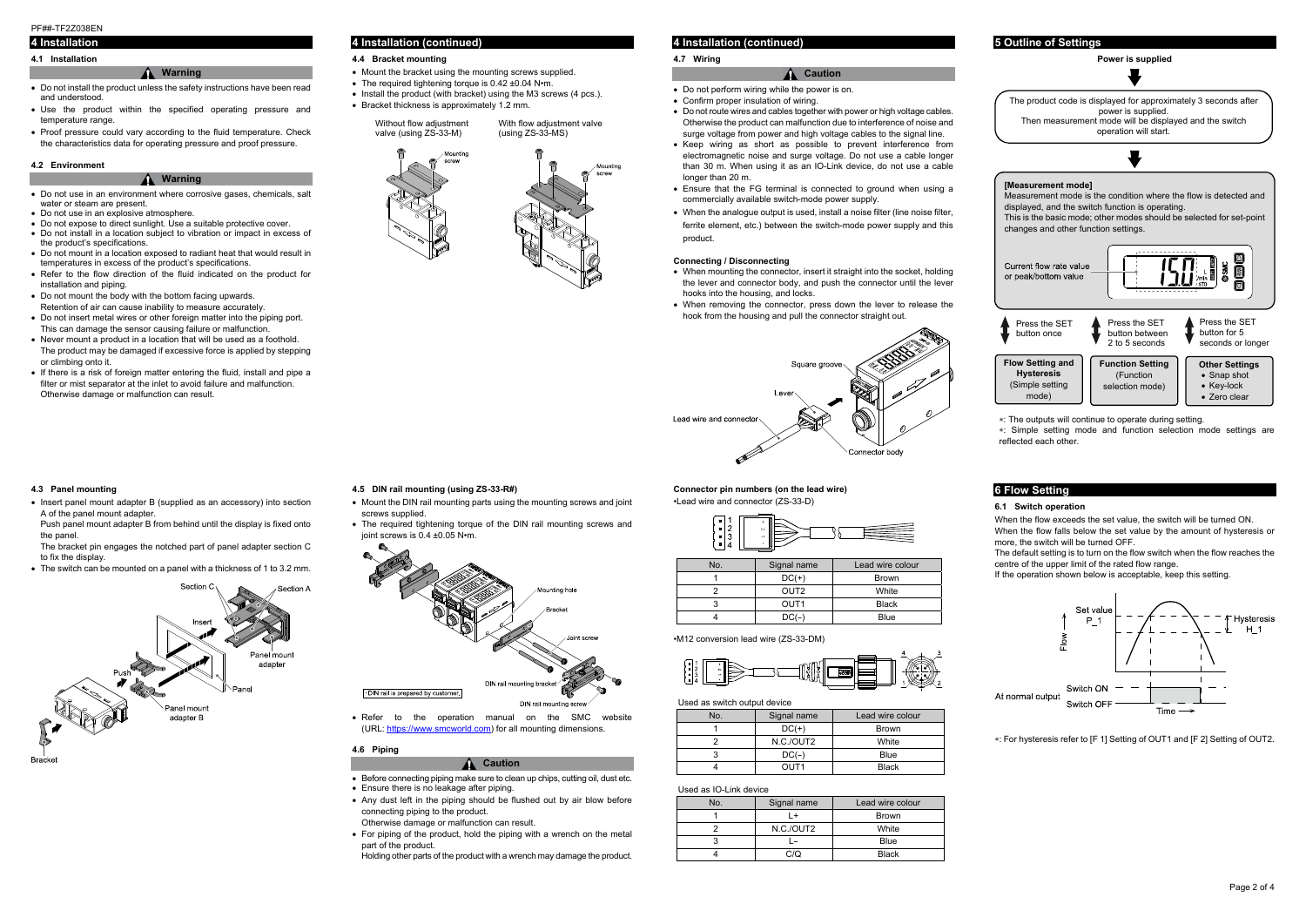# 4 Installation

### 4.1 Installation

**Warning**

- Do not install the product unless the safety instructions have been read and understood.
- Use the product within the specified operating pressure and temperature range.
- Proof pressure could vary according to the fluid temperature. Check the characteristics data for operating pressure and proof pressure.

### 4.2 Environment

**Warning**

- Do not use in an environment where corrosive gases, chemicals, salt water or steam are present.
- Do not use in an explosive atmosphere.
- Do not expose to direct sunlight. Use a suitable protective cover.
- Do not install in a location subject to vibration or impact in excess of the product's specifications.
- Do not mount in a location exposed to radiant heat that would result in temperatures in excess of the product's specifications.
- Refer to the flow direction of the fluid indicated on the product for installation and piping.
- Do not mount the body with the bottom facing upwards. Retention of air can cause inability to measure accurately.
- Do not insert metal wires or other foreign matter into the piping port. This can damage the sensor causing failure or malfunction.
- Never mount a product in a location that will be used as a foothold. The product may be damaged if excessive force is applied by stepping or climbing onto it.
- If there is a risk of foreign matter entering the fluid, install and pipe a filter or mist separator at the inlet to avoid failure and malfunction. Otherwise damage or malfunction can result.

### 4.3 Panel mounting

- Insert panel mount adapter B (supplied as an accessory) into section A of the panel mount adapter.
  Push panel mount adapter B from behind until the display is fixed onto the panel.
  The bracket pin engages the notched part of panel adapter section C to fix the display.
- The switch can be mounted on a panel with a thickness of 1 to 3.2 mm.

# 4 Installation (continued)

### 4.4 Bracket mounting

- Mount the bracket using the mounting screws supplied.
- The required tightening torque is 0.42 ±0.04 N•m.
- Install the product (with bracket) using the M3 screws (4 pcs.).
- Bracket thickness is approximately 1.2 mm.

Without flow adjustment valve (using ZS-33-M) | With flow adjustment valve (using ZS-33-MS)

### 4.5 DIN rail mounting (using ZS-33-R#)

- Mount the DIN rail mounting parts using the mounting screws and joint screws supplied.
- The required tightening torque of the DIN rail mounting screws and joint screws is 0.4 ±0.05 N•m.

*DIN rail is prepared by customer.

- Refer to the operation manual on the SMC website (URL: https://www.smcworld.com) for all mounting dimensions.

### 4.6 Piping

**Caution**

- Before connecting piping make sure to clean up chips, cutting oil, dust etc.
- Ensure there is no leakage after piping.
- Any dust left in the piping should be flushed out by air blow before connecting piping to the product.
  Otherwise damage or malfunction can result.
- For piping of the product, hold the piping with a wrench on the metal part of the product.
  Holding other parts of the product with a wrench may damage the product.

# 4 Installation (continued)

### 4.7 Wiring

**Caution**

- Do not perform wiring while the power is on.
- Confirm proper insulation of wiring.
- Do not route wires and cables together with power or high voltage cables. Otherwise the product can malfunction due to interference of noise and surge voltage from power and high voltage cables to the signal line.
- Keep wiring as short as possible to prevent interference from electromagnetic noise and surge voltage. Do not use a cable longer than 30 m. When using it as an IO-Link device, do not use a cable longer than 20 m.
- Ensure that the FG terminal is connected to ground when using a commercially available switch-mode power supply.
- When the analogue output is used, install a noise filter (line noise filter, ferrite element, etc.) between the switch-mode power supply and this product.

**Connecting / Disconnecting**

- When mounting the connector, insert it straight into the socket, holding the lever and connector body, and push the connector until the lever hooks into the housing, and locks.
- When removing the connector, press down the lever to release the hook from the housing and pull the connector straight out.

**Connector pin numbers (on the lead wire)**

•Lead wire and connector (ZS-33-D)

| No. | Signal name | Lead wire colour |
|---|---|---|
| 1 | DC(+) | Brown |
| 2 | OUT2 | White |
| 3 | OUT1 | Black |
| 4 | DC(−) | Blue |

•M12 conversion lead wire (ZS-33-DM)

Used as switch output device

| No. | Signal name | Lead wire colour |
|---|---|---|
| 1 | DC(+) | Brown |
| 2 | N.C./OUT2 | White |
| 3 | DC(−) | Blue |
| 4 | OUT1 | Black |

Used as IO-Link device

| No. | Signal name | Lead wire colour |
|---|---|---|
| 1 | L+ | Brown |
| 2 | N.C./OUT2 | White |
| 3 | L− | Blue |
| 4 | C/Q | Black |

# 5 Outline of Settings

**Power is supplied**

The product code is displayed for approximately 3 seconds after power is supplied.
Then measurement mode will be displayed and the switch operation will start.

**[Measurement mode]**
Measurement mode is the condition where the flow is detected and displayed, and the switch function is operating.
This is the basic mode; other modes should be selected for set-point changes and other function settings.

Current flow rate value or peak/bottom value

- Press the SET button once → **Flow Setting and Hysteresis** (Simple setting mode)
- Press the SET button between 2 to 5 seconds → **Function Setting** (Function selection mode)
- Press the SET button for 5 seconds or longer → **Other Settings**
  - Snap shot
  - Key-lock
  - Zero clear

*: The outputs will continue to operate during setting.
*: Simple setting mode and function selection mode settings are reflected each other.

# 6 Flow Setting

### 6.1 Switch operation

When the flow exceeds the set value, the switch will be turned ON.
When the flow falls below the set value by the amount of hysteresis or more, the switch will be turned OFF.
The default setting is to turn on the flow switch when the flow reaches the centre of the upper limit of the rated flow range.
If the operation shown below is acceptable, keep this setting.

*: For hysteresis refer to [F 1] Setting of OUT1 and [F 2] Setting of OUT2.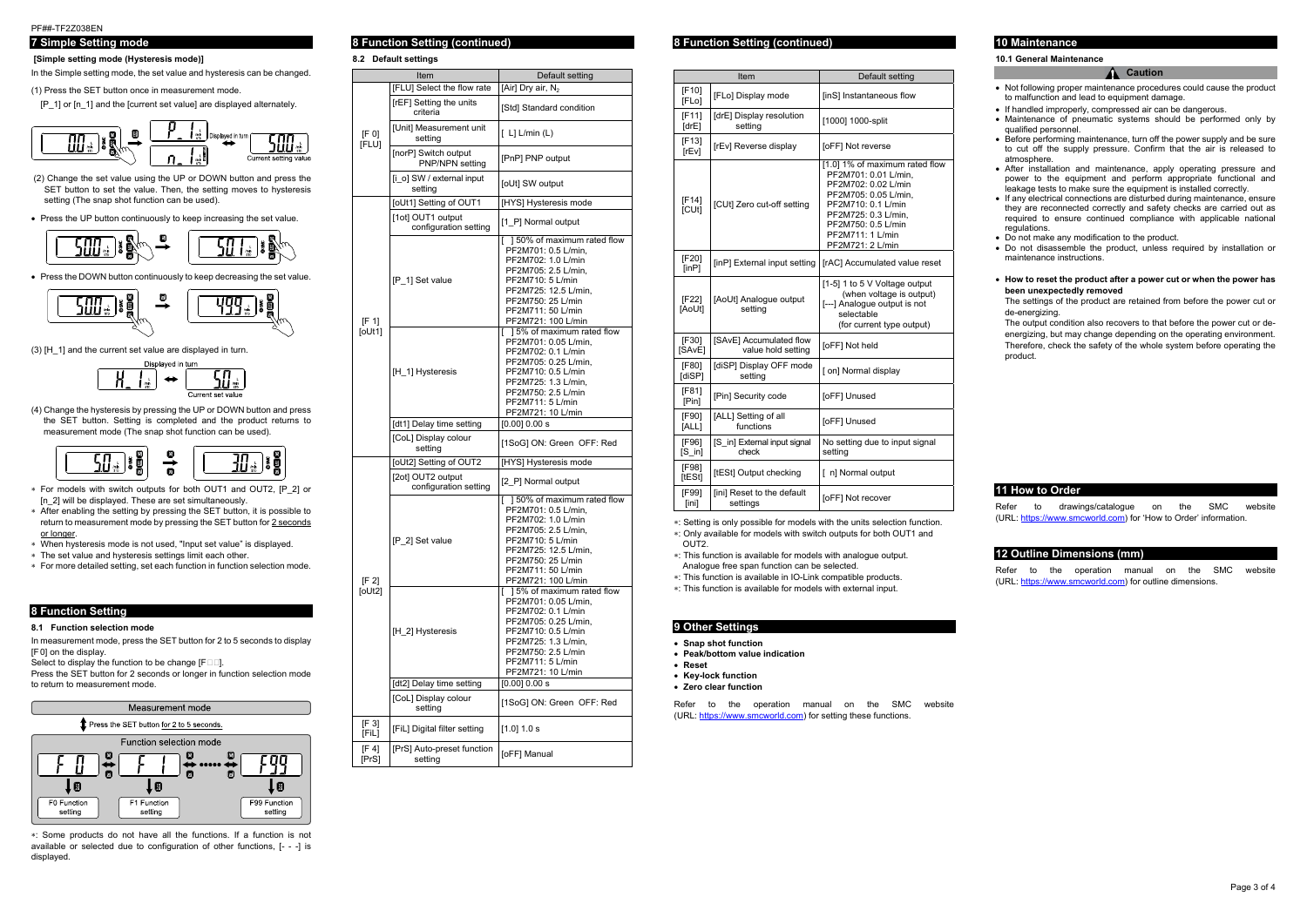## 7 Simple Setting mode

**[Simple setting mode (Hysteresis mode)]**

In the Simple setting mode, the set value and hysteresis can be changed.

(1) Press the SET button once in measurement mode.

[P_1] or [n_1] and the [current set value] are displayed alternately.

Displayed in turn

Current setting value

(2) Change the set value using the UP or DOWN button and press the SET button to set the value. Then, the setting moves to hysteresis setting (The snap shot function can be used).

- Press the UP button continuously to keep increasing the set value.
- Press the DOWN button continuously to keep decreasing the set value.

(3) [H_1] and the current set value are displayed in turn.

Displayed in turn

Current set value

(4) Change the hysteresis by pressing the UP or DOWN button and press the SET button. Setting is completed and the product returns to measurement mode (The snap shot function can be used).

∗ For models with switch outputs for both OUT1 and OUT2, [P_2] or [n_2] will be displayed. These are set simultaneously.
∗ After enabling the setting by pressing the SET button, it is possible to return to measurement mode by pressing the SET button for 2 seconds or longer.
∗ When hysteresis mode is not used, "Input set value" is displayed.
∗ The set value and hysteresis settings limit each other.
∗ For more detailed setting, set each function in function selection mode.

## 8 Function Setting

### 8.1 Function selection mode

In measurement mode, press the SET button for 2 to 5 seconds to display [F 0] on the display.

Select to display the function to be change [F□□].

Press the SET button for 2 seconds or longer in function selection mode to return to measurement mode.

Measurement mode

Press the SET button for 2 to 5 seconds.

Function selection mode

F0 Function setting | F1 Function setting | F99 Function setting

∗: Some products do not have all the functions. If a function is not available or selected due to configuration of other functions, [- - -] is displayed.

## 8 Function Setting (continued)

### 8.2 Default settings

| Item | | Default setting |
|---|---|---|
| [F 0] [FLU] | [FLU] Select the flow rate | [Air] Dry air, $N_2$ |
| | [rEF] Setting the units criteria | [Std] Standard condition |
| | [Unit] Measurement unit setting | [ L] L/min (L) |
| | [norP] Switch output PNP/NPN setting | [PnP] PNP output |
| | [i_o] SW / external input setting | [oUt] SW output |
| [F 1] [oUt1] | [oUt1] Setting of OUT1 | [HYS] Hysteresis mode |
| | [1ot] OUT1 output configuration setting | [1_P] Normal output |
| | [P_1] Set value | [ ] 50% of maximum rated flow PF2M701: 0.5 L/min, PF2M702: 1.0 L/min PF2M705: 2.5 L/min, PF2M710: 5 L/min PF2M725: 12.5 L/min, PF2M750: 25 L/min PF2M711: 50 L/min PF2M721: 100 L/min |
| | [H_1] Hysteresis | [ ] 5% of maximum rated flow PF2M701: 0.05 L/min, PF2M702: 0.1 L/min PF2M705: 0.25 L/min, PF2M710: 0.5 L/min PF2M725: 1.3 L/min, PF2M750: 2.5 L/min PF2M711: 5 L/min PF2M721: 10 L/min |
| | [dt1] Delay time setting | [0.00] 0.00 s |
| | [CoL] Display colour setting | [1SoG] ON: Green OFF: Red |
| [F 2] [oUt2] | [oUt2] Setting of OUT2 | [HYS] Hysteresis mode |
| | [2ot] OUT2 output configuration setting | [2_P] Normal output |
| | [P_2] Set value | [ ] 50% of maximum rated flow PF2M701: 0.5 L/min, PF2M702: 1.0 L/min PF2M705: 2.5 L/min, PF2M710: 5 L/min PF2M725: 12.5 L/min, PF2M750: 25 L/min PF2M711: 50 L/min PF2M721: 100 L/min |
| | [H_2] Hysteresis | [ ] 5% of maximum rated flow PF2M701: 0.05 L/min, PF2M702: 0.1 L/min PF2M705: 0.25 L/min, PF2M710: 0.5 L/min PF2M725: 1.3 L/min, PF2M750: 2.5 L/min PF2M711: 5 L/min PF2M721: 10 L/min |
| | [dt2] Delay time setting | [0.00] 0.00 s |
| | [CoL] Display colour setting | [1SoG] ON: Green OFF: Red |
| [F 3] [FiL] | [FiL] Digital filter setting | [1.0] 1.0 s |
| [F 4] [PrS] | [PrS] Auto-preset function setting | [oFF] Manual |

| Item | | Default setting |
|---|---|---|
| [F10] [FLo] | [FLo] Display mode | [inS] Instantaneous flow |
| [F11] [drE] | [drE] Display resolution setting | [1000] 1000-split |
| [F13] [rEv] | [rEv] Reverse display | [oFF] Not reverse |
| [F14] [CUt] | [CUt] Zero cut-off setting | [1.0] 1% of maximum rated flow PF2M701: 0.01 L/min, PF2M702: 0.02 L/min PF2M705: 0.05 L/min, PF2M710: 0.1 L/min PF2M725: 0.3 L/min, PF2M750: 0.5 L/min PF2M711: 1 L/min PF2M721: 2 L/min |
| [F20] [inP] | [inP] External input setting | [rAC] Accumulated value reset |
| [F22] [AoUt] | [AoUt] Analogue output setting | [1-5] 1 to 5 V Voltage output (when voltage is output) [---] Analogue output is not selectable (for current type output) |
| [F30] [SAvE] | [SAvE] Accumulated flow value hold setting | [oFF] Not held |
| [F80] [diSP] | [diSP] Display OFF mode setting | [ on] Normal display |
| [F81] [Pin] | [Pin] Security code | [oFF] Unused |
| [F90] [ALL] | [ALL] Setting of all functions | [oFF] Unused |
| [F96] [S_in] | [S_in] External input signal check | No setting due to input signal setting |
| [F98] [tESt] | [tESt] Output checking | [ n] Normal output |
| [F99] [ini] | [ini] Reset to the default settings | [oFF] Not recover |

∗: Setting is only possible for models with the units selection function.
∗: Only available for models with switch outputs for both OUT1 and OUT2.
∗: This function is available for models with analogue output. Analogue free span function can be selected.
∗: This function is available in IO-Link compatible products.
∗: This function is available for models with external input.

## 9 Other Settings

- **Snap shot function**
- **Peak/bottom value indication**
- **Reset**
- **Key-lock function**
- **Zero clear function**

Refer to the operation manual on the SMC website (URL: https://www.smcworld.com) for setting these functions.

## 10 Maintenance

### 10.1 General Maintenance

**Caution**

- Not following proper maintenance procedures could cause the product to malfunction and lead to equipment damage.
- If handled improperly, compressed air can be dangerous.
- Maintenance of pneumatic systems should be performed only by qualified personnel.
- Before performing maintenance, turn off the power supply and be sure to cut off the supply pressure. Confirm that the air is released to atmosphere.
- After installation and maintenance, apply operating pressure and power to the equipment and perform appropriate functional and leakage tests to make sure the equipment is installed correctly.
- If any electrical connections are disturbed during maintenance, ensure they are reconnected correctly and safety checks are carried out as required to ensure continued compliance with applicable national regulations.
- Do not make any modification to the product.
- Do not disassemble the product, unless required by installation or maintenance instructions.

- **How to reset the product after a power cut or when the power has been unexpectedly removed**

  The settings of the product are retained from before the power cut or de-energizing.

  The output condition also recovers to that before the power cut or de-energizing. However, it may change depending on the operating environment. Therefore, check the safety of the whole system before operating the product.

## 11 How to Order

Refer to drawings/catalogue on the SMC website (URL: https://www.smcworld.com) for 'How to Order' information.

## 12 Outline Dimensions (mm)

Refer to the operation manual on the SMC website (URL: https://www.smcworld.com) for outline dimensions.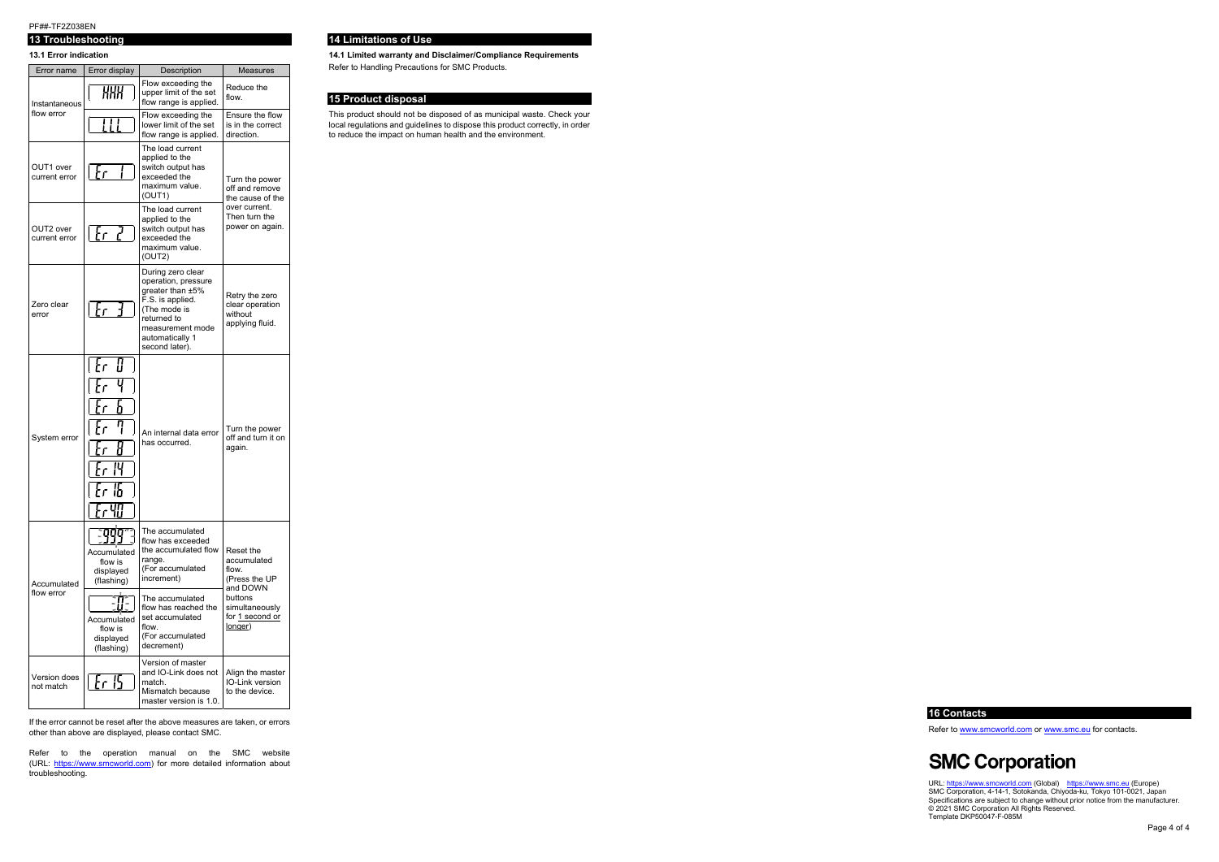## 13 Troubleshooting

### 13.1 Error indication

| Error name | Error display | Description | Measures |
|---|---|---|---|
| Instantaneous flow error | HHH | Flow exceeding the upper limit of the set flow range is applied. | Reduce the flow. |
| | LLL | Flow exceeding the lower limit of the set flow range is applied. | Ensure the flow is in the correct direction. |
| OUT1 over current error | Er 1 | The load current applied to the switch output has exceeded the maximum value. (OUT1) | Turn the power off and remove the cause of the over current. Then turn the power on again. |
| OUT2 over current error | Er 2 | The load current applied to the switch output has exceeded the maximum value. (OUT2) | |
| Zero clear error | Er 3 | During zero clear operation, pressure greater than ±5% F.S. is applied. (The mode is returned to measurement mode automatically 1 second later). | Retry the zero clear operation without applying fluid. |
| System error | Er 0<br>Er 4<br>Er 6<br>Er 7<br>Er 8<br>Er 14<br>Er 16<br>Er 40 | An internal data error has occurred. | Turn the power off and turn it on again. |
| Accumulated flow error | 999 Accumulated flow is displayed (flashing) | The accumulated flow has exceeded the accumulated flow range. (For accumulated increment) | Reset the accumulated flow. (Press the UP and DOWN buttons simultaneously for 1 second or longer) |
| | 0 Accumulated flow is displayed (flashing) | The accumulated flow has reached the set accumulated flow. (For accumulated decrement) | |
| Version does not match | Er 15 | Version of master and IO-Link does not match. Mismatch because master version is 1.0. | Align the master IO-Link version to the device. |

If the error cannot be reset after the above measures are taken, or errors other than above are displayed, please contact SMC.

Refer to the operation manual on the SMC website (URL: https://www.smcworld.com) for more detailed information about troubleshooting.

## 14 Limitations of Use

**14.1 Limited warranty and Disclaimer/Compliance Requirements**

Refer to Handling Precautions for SMC Products.

## 15 Product disposal

This product should not be disposed of as municipal waste. Check your local regulations and guidelines to dispose this product correctly, in order to reduce the impact on human health and the environment.

## 16 Contacts

Refer to www.smcworld.com or www.smc.eu for contacts.

**SMC Corporation**

URL: https://www.smcworld.com (Global) https://www.smc.eu (Europe)
SMC Corporation, 4-14-1, Sotokanda, Chiyoda-ku, Tokyo 101-0021, Japan
Specifications are subject to change without prior notice from the manufacturer.
© 2021 SMC Corporation All Rights Reserved.
Template DKP50047-F-085M